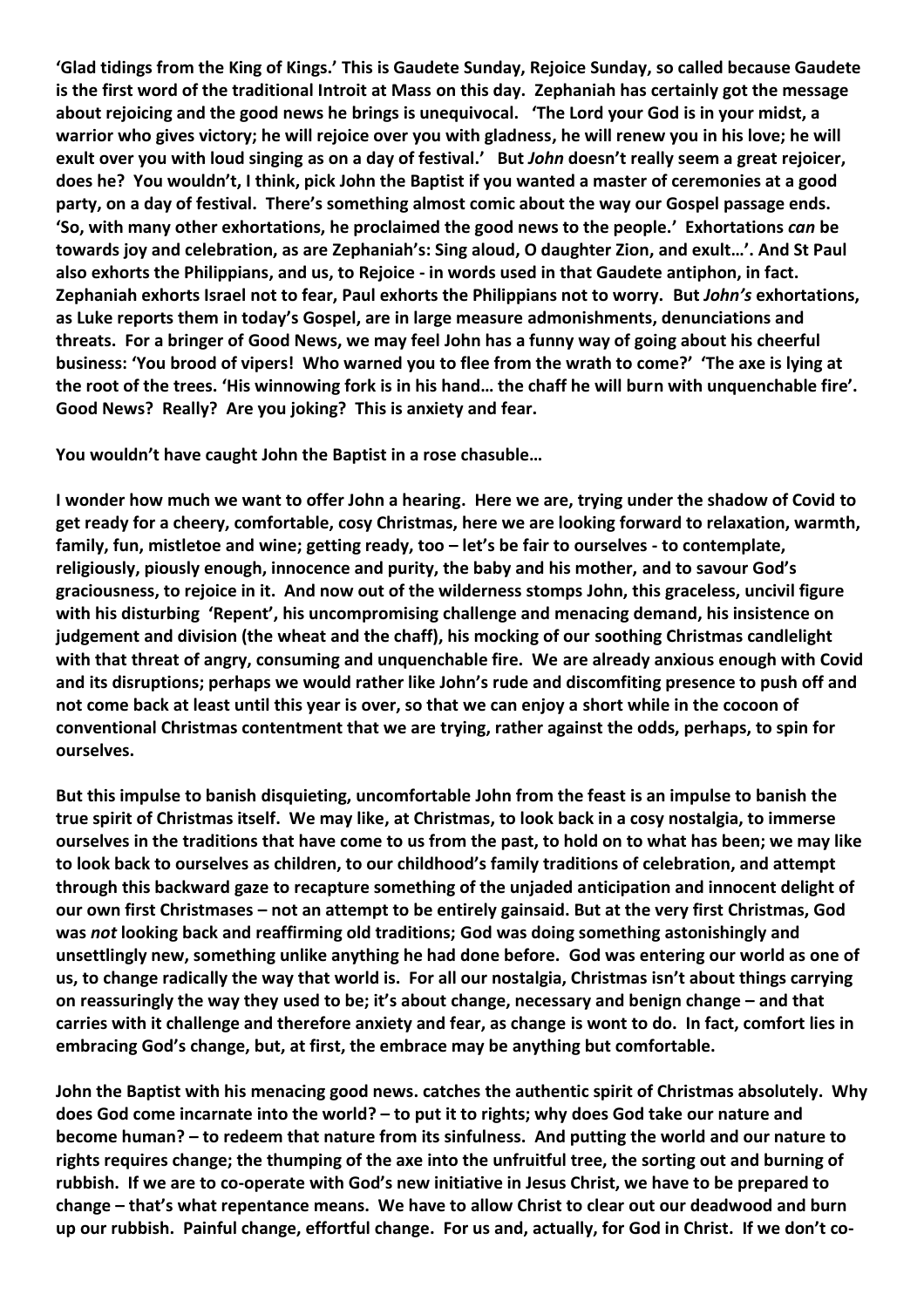**'Glad tidings from the King of Kings.' This is Gaudete Sunday, Rejoice Sunday, so called because Gaudete is the first word of the traditional Introit at Mass on this day. Zephaniah has certainly got the message about rejoicing and the good news he brings is unequivocal. 'The Lord your God is in your midst, a warrior who gives victory; he will rejoice over you with gladness, he will renew you in his love; he will exult over you with loud singing as on a day of festival.' But *John* doesn't really seem a great rejoicer, does he? You wouldn't, I think, pick John the Baptist if you wanted a master of ceremonies at a good party, on a day of festival. There's something almost comic about the way our Gospel passage ends. 'So, with many other exhortations, he proclaimed the good news to the people.' Exhortations *can* be towards joy and celebration, as are Zephaniah's: Sing aloud, O daughter Zion, and exult…'. And St Paul also exhorts the Philippians, and us, to Rejoice - in words used in that Gaudete antiphon, in fact. Zephaniah exhorts Israel not to fear, Paul exhorts the Philippians not to worry. But *John's* exhortations, as Luke reports them in today's Gospel, are in large measure admonishments, denunciations and threats. For a bringer of Good News, we may feel John has a funny way of going about his cheerful business: 'You brood of vipers! Who warned you to flee from the wrath to come?' 'The axe is lying at the root of the trees. 'His winnowing fork is in his hand… the chaff he will burn with unquenchable fire'. Good News? Really? Are you joking? This is anxiety and fear.**

**You wouldn't have caught John the Baptist in a rose chasuble…**

**I wonder how much we want to offer John a hearing. Here we are, trying under the shadow of Covid to get ready for a cheery, comfortable, cosy Christmas, here we are looking forward to relaxation, warmth, family, fun, mistletoe and wine; getting ready, too – let's be fair to ourselves - to contemplate, religiously, piously enough, innocence and purity, the baby and his mother, and to savour God's graciousness, to rejoice in it. And now out of the wilderness stomps John, this graceless, uncivil figure with his disturbing 'Repent', his uncompromising challenge and menacing demand, his insistence on judgement and division (the wheat and the chaff), his mocking of our soothing Christmas candlelight with that threat of angry, consuming and unquenchable fire. We are already anxious enough with Covid and its disruptions; perhaps we would rather like John's rude and discomfiting presence to push off and not come back at least until this year is over, so that we can enjoy a short while in the cocoon of conventional Christmas contentment that we are trying, rather against the odds, perhaps, to spin for ourselves.**

**But this impulse to banish disquieting, uncomfortable John from the feast is an impulse to banish the true spirit of Christmas itself. We may like, at Christmas, to look back in a cosy nostalgia, to immerse ourselves in the traditions that have come to us from the past, to hold on to what has been; we may like to look back to ourselves as children, to our childhood's family traditions of celebration, and attempt through this backward gaze to recapture something of the unjaded anticipation and innocent delight of our own first Christmases – not an attempt to be entirely gainsaid. But at the very first Christmas, God was *not* looking back and reaffirming old traditions; God was doing something astonishingly and unsettlingly new, something unlike anything he had done before. God was entering our world as one of us, to change radically the way that world is. For all our nostalgia, Christmas isn't about things carrying on reassuringly the way they used to be; it's about change, necessary and benign change – and that carries with it challenge and therefore anxiety and fear, as change is wont to do. In fact, comfort lies in embracing God's change, but, at first, the embrace may be anything but comfortable.**

**John the Baptist with his menacing good news. catches the authentic spirit of Christmas absolutely. Why does God come incarnate into the world? – to put it to rights; why does God take our nature and become human? – to redeem that nature from its sinfulness. And putting the world and our nature to rights requires change; the thumping of the axe into the unfruitful tree, the sorting out and burning of rubbish. If we are to co-operate with God's new initiative in Jesus Christ, we have to be prepared to change – that's what repentance means. We have to allow Christ to clear out our deadwood and burn up our rubbish. Painful change, effortful change. For us and, actually, for God in Christ. If we don't co-**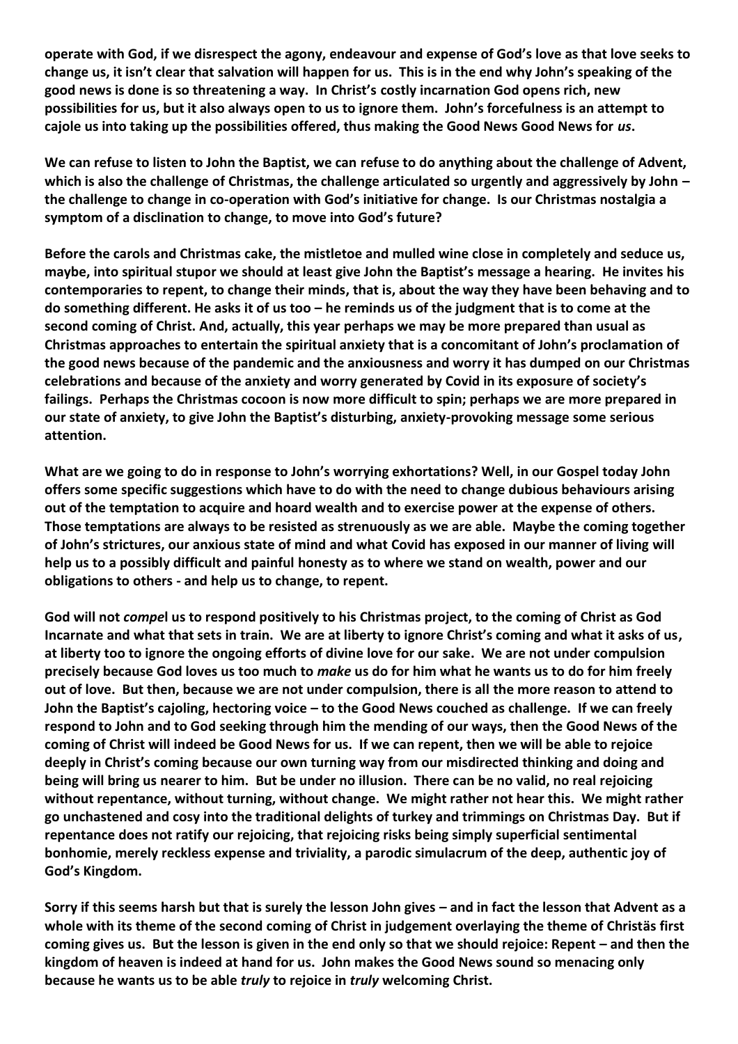**operate with God, if we disrespect the agony, endeavour and expense of God's love as that love seeks to change us, it isn't clear that salvation will happen for us. This is in the end why John's speaking of the good news is done is so threatening a way. In Christ's costly incarnation God opens rich, new possibilities for us, but it also always open to us to ignore them. John's forcefulness is an attempt to cajole us into taking up the possibilities offered, thus making the Good News Good News for *us*.**

**We can refuse to listen to John the Baptist, we can refuse to do anything about the challenge of Advent, which is also the challenge of Christmas, the challenge articulated so urgently and aggressively by John – the challenge to change in co-operation with God's initiative for change. Is our Christmas nostalgia a symptom of a disclination to change, to move into God's future?**

**Before the carols and Christmas cake, the mistletoe and mulled wine close in completely and seduce us, maybe, into spiritual stupor we should at least give John the Baptist's message a hearing. He invites his contemporaries to repent, to change their minds, that is, about the way they have been behaving and to do something different. He asks it of us too – he reminds us of the judgment that is to come at the second coming of Christ. And, actually, this year perhaps we may be more prepared than usual as Christmas approaches to entertain the spiritual anxiety that is a concomitant of John's proclamation of the good news because of the pandemic and the anxiousness and worry it has dumped on our Christmas celebrations and because of the anxiety and worry generated by Covid in its exposure of society's failings. Perhaps the Christmas cocoon is now more difficult to spin; perhaps we are more prepared in our state of anxiety, to give John the Baptist's disturbing, anxiety-provoking message some serious attention.**

**What are we going to do in response to John's worrying exhortations? Well, in our Gospel today John offers some specific suggestions which have to do with the need to change dubious behaviours arising out of the temptation to acquire and hoard wealth and to exercise power at the expense of others. Those temptations are always to be resisted as strenuously as we are able. Maybe the coming together of John's strictures, our anxious state of mind and what Covid has exposed in our manner of living will help us to a possibly difficult and painful honesty as to where we stand on wealth, power and our obligations to others - and help us to change, to repent.**

**God will not *compel* us to respond positively to his Christmas project, to the coming of Christ as God Incarnate and what that sets in train. We are at liberty to ignore Christ's coming and what it asks of us, at liberty too to ignore the ongoing efforts of divine love for our sake. We are not under compulsion precisely because God loves us too much to *make* us do for him what he wants us to do for him freely out of love. But then, because we are not under compulsion, there is all the more reason to attend to John the Baptist's cajoling, hectoring voice – to the Good News couched as challenge. If we can freely respond to John and to God seeking through him the mending of our ways, then the Good News of the coming of Christ will indeed be Good News for us. If we can repent, then we will be able to rejoice deeply in Christ's coming because our own turning way from our misdirected thinking and doing and being will bring us nearer to him. But be under no illusion. There can be no valid, no real rejoicing without repentance, without turning, without change. We might rather not hear this. We might rather go unchastened and cosy into the traditional delights of turkey and trimmings on Christmas Day. But if repentance does not ratify our rejoicing, that rejoicing risks being simply superficial sentimental bonhomie, merely reckless expense and triviality, a parodic simulacrum of the deep, authentic joy of God's Kingdom.**

**Sorry if this seems harsh but that is surely the lesson John gives – and in fact the lesson that Advent as a whole with its theme of the second coming of Christ in judgement overlaying the theme of Christäs first coming gives us. But the lesson is given in the end only so that we should rejoice: Repent – and then the kingdom of heaven is indeed at hand for us. John makes the Good News sound so menacing only because he wants us to be able *truly* to rejoice in *truly* welcoming Christ.**